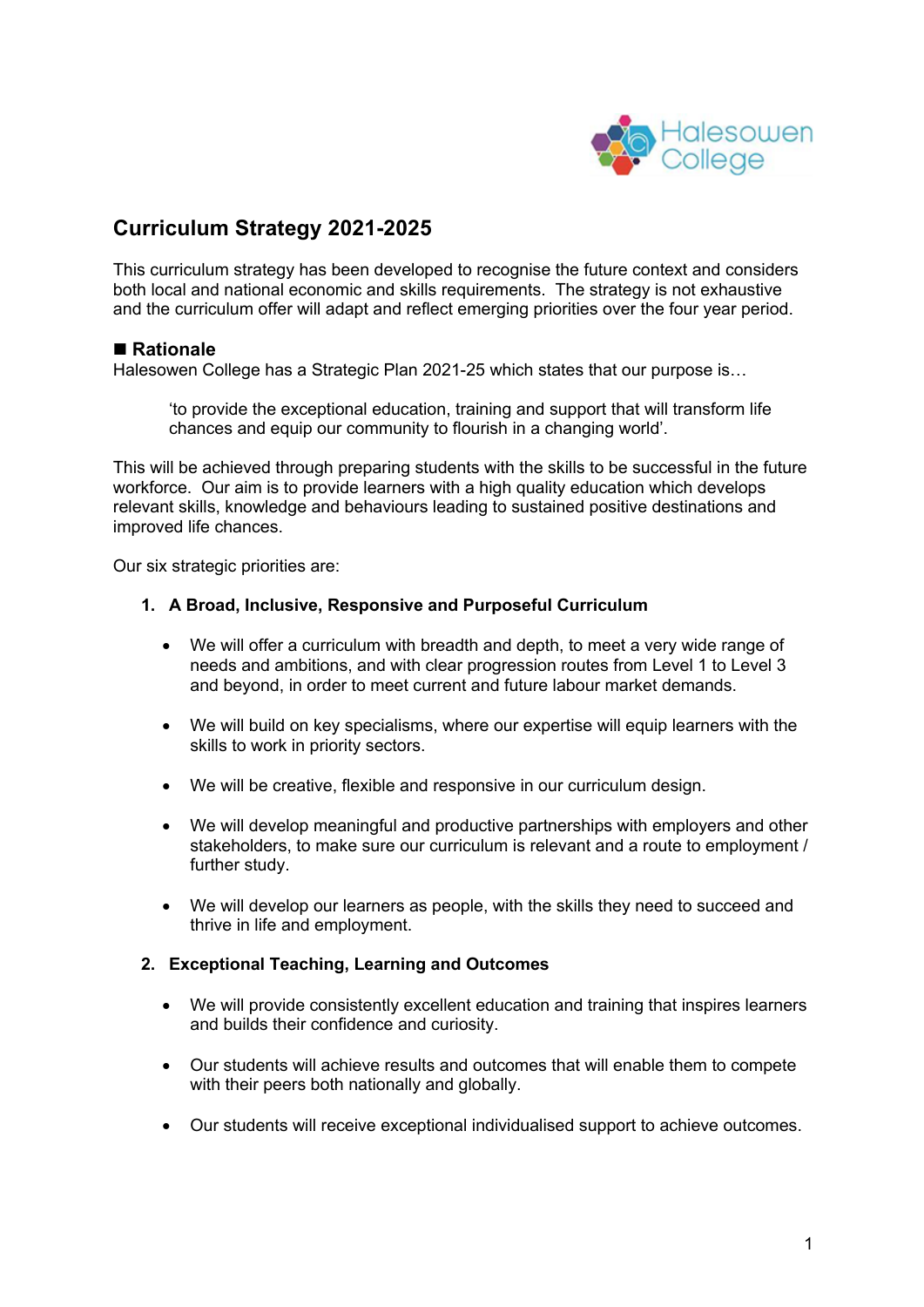# Curriculum Strategy 2021-2025

This curriculum strategy has been developed to recognise the future context and considers both local and national economic and skills requirements. The strategy is not exhaustive and the curriculum offer will adapt and reflect emerging priorities over the four year period.

## ■ Rationale

Halesowen College has a Strategic Plan 2021-25 which states that our purpose is…

> 'to provide the exceptional education, training and support that will transform life chances and equip our community to flourish in a changing world'.

This will be achieved through preparing students with the skills to be successful in the future workforce. Our aim is to provide learners with a high quality education which develops relevant skills, knowledge and behaviours leading to sustained positive destinations and improved life chances.

Our six strategic priorities are:

1. **A Broad, Inclusive, Responsive and Purposeful Curriculum**

   - We will offer a curriculum with breadth and depth, to meet a very wide range of needs and ambitions, and with clear progression routes from Level 1 to Level 3 and beyond, in order to meet current and future labour market demands.
   - We will build on key specialisms, where our expertise will equip learners with the skills to work in priority sectors.
   - We will be creative, flexible and responsive in our curriculum design.
   - We will develop meaningful and productive partnerships with employers and other stakeholders, to make sure our curriculum is relevant and a route to employment / further study.
   - We will develop our learners as people, with the skills they need to succeed and thrive in life and employment.

2. **Exceptional Teaching, Learning and Outcomes**

   - We will provide consistently excellent education and training that inspires learners and builds their confidence and curiosity.
   - Our students will achieve results and outcomes that will enable them to compete with their peers both nationally and globally.
   - Our students will receive exceptional individualised support to achieve outcomes.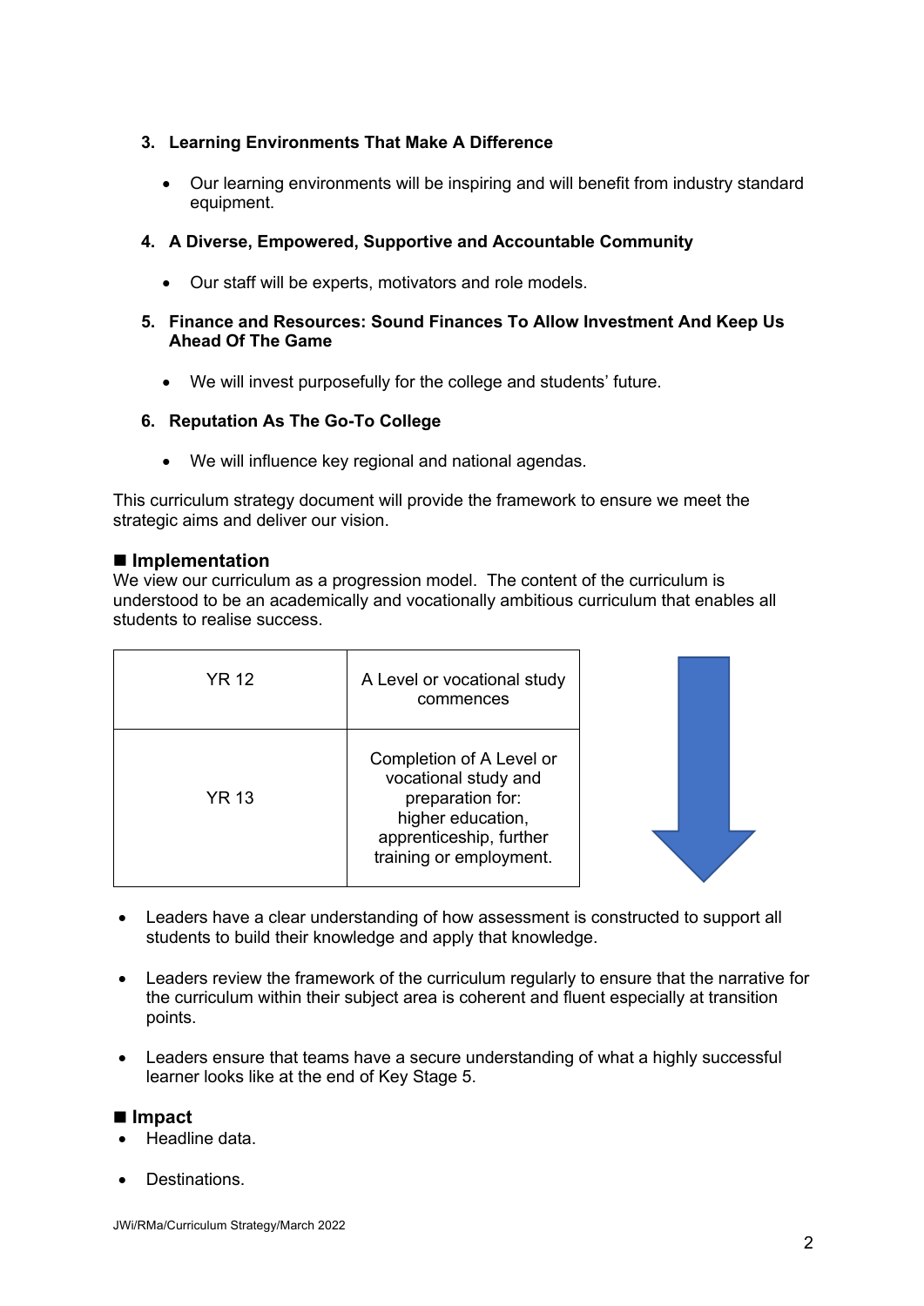3. **Learning Environments That Make A Difference**

    - Our learning environments will be inspiring and will benefit from industry standard equipment.

4. **A Diverse, Empowered, Supportive and Accountable Community**

    - Our staff will be experts, motivators and role models.

5. **Finance and Resources: Sound Finances To Allow Investment And Keep Us Ahead Of The Game**

    - We will invest purposefully for the college and students' future.

6. **Reputation As The Go-To College**

    - We will influence key regional and national agendas.

This curriculum strategy document will provide the framework to ensure we meet the strategic aims and deliver our vision.

## ■ Implementation

We view our curriculum as a progression model. The content of the curriculum is understood to be an academically and vocationally ambitious curriculum that enables all students to realise success.

| | |
|---|---|
| YR 12 | A Level or vocational study commences |
| YR 13 | Completion of A Level or vocational study and preparation for: higher education, apprenticeship, further training or employment. |

- Leaders have a clear understanding of how assessment is constructed to support all students to build their knowledge and apply that knowledge.

- Leaders review the framework of the curriculum regularly to ensure that the narrative for the curriculum within their subject area is coherent and fluent especially at transition points.

- Leaders ensure that teams have a secure understanding of what a highly successful learner looks like at the end of Key Stage 5.

## ■ Impact

- Headline data.

- Destinations.

JWi/RMa/Curriculum Strategy/March 2022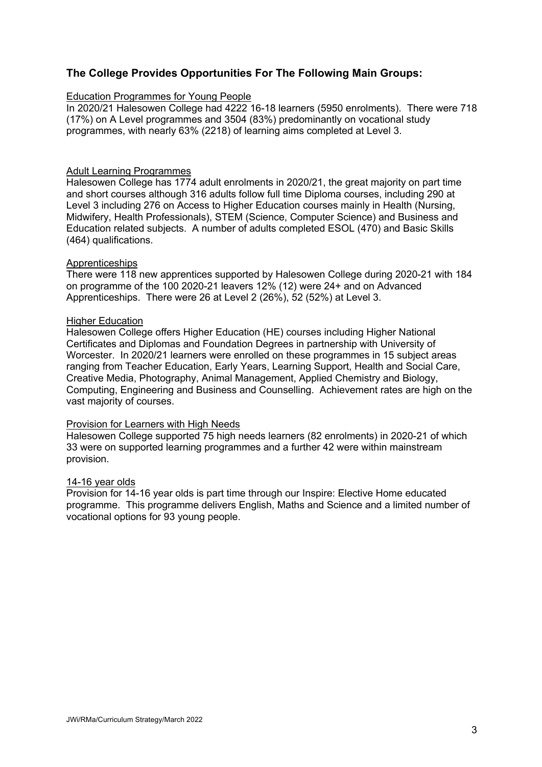## The College Provides Opportunities For The Following Main Groups:

### Education Programmes for Young People

In 2020/21 Halesowen College had 4222 16-18 learners (5950 enrolments). There were 718 (17%) on A Level programmes and 3504 (83%) predominantly on vocational study programmes, with nearly 63% (2218) of learning aims completed at Level 3.

### Adult Learning Programmes

Halesowen College has 1774 adult enrolments in 2020/21, the great majority on part time and short courses although 316 adults follow full time Diploma courses, including 290 at Level 3 including 276 on Access to Higher Education courses mainly in Health (Nursing, Midwifery, Health Professionals), STEM (Science, Computer Science) and Business and Education related subjects. A number of adults completed ESOL (470) and Basic Skills (464) qualifications.

### Apprenticeships

There were 118 new apprentices supported by Halesowen College during 2020-21 with 184 on programme of the 100 2020-21 leavers 12% (12) were 24+ and on Advanced Apprenticeships. There were 26 at Level 2 (26%), 52 (52%) at Level 3.

### Higher Education

Halesowen College offers Higher Education (HE) courses including Higher National Certificates and Diplomas and Foundation Degrees in partnership with University of Worcester. In 2020/21 learners were enrolled on these programmes in 15 subject areas ranging from Teacher Education, Early Years, Learning Support, Health and Social Care, Creative Media, Photography, Animal Management, Applied Chemistry and Biology, Computing, Engineering and Business and Counselling. Achievement rates are high on the vast majority of courses.

### Provision for Learners with High Needs

Halesowen College supported 75 high needs learners (82 enrolments) in 2020-21 of which 33 were on supported learning programmes and a further 42 were within mainstream provision.

### 14-16 year olds

Provision for 14-16 year olds is part time through our Inspire: Elective Home educated programme. This programme delivers English, Maths and Science and a limited number of vocational options for 93 young people.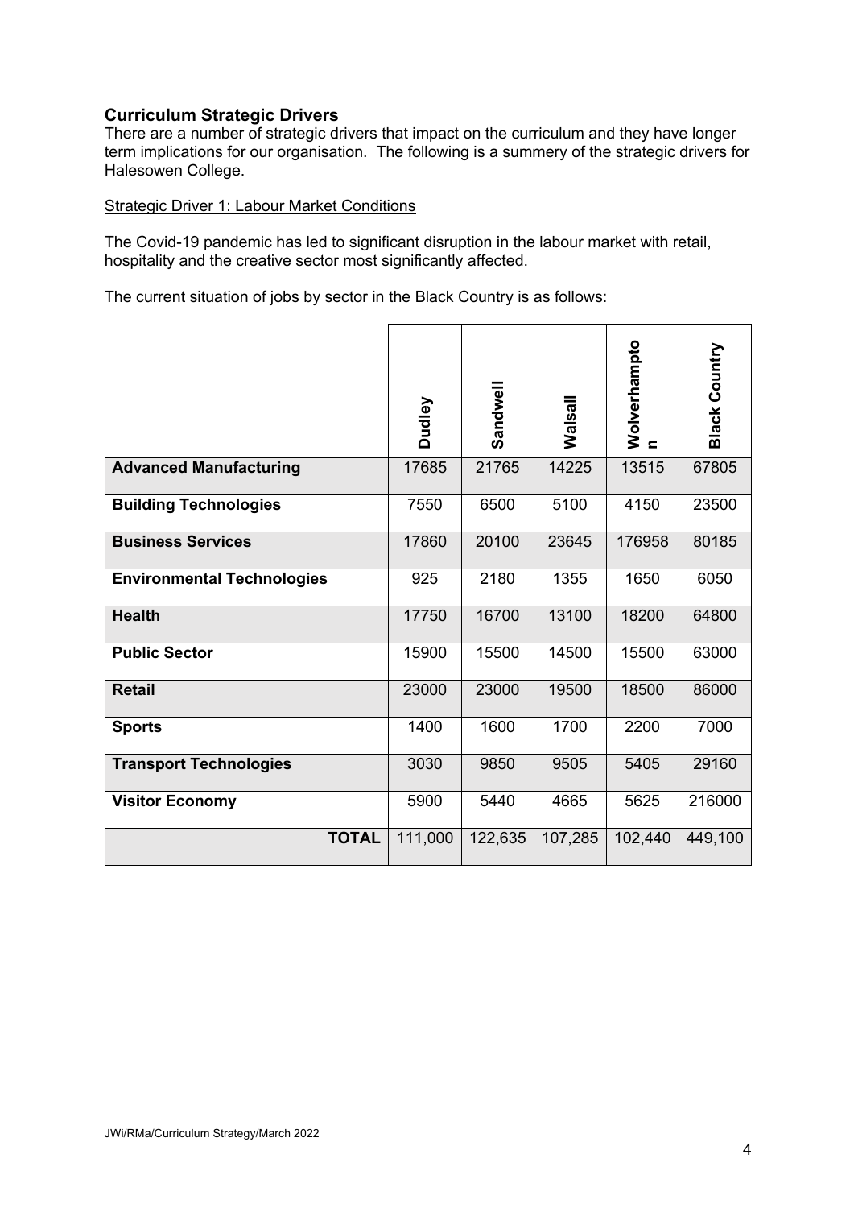## Curriculum Strategic Drivers

There are a number of strategic drivers that impact on the curriculum and they have longer term implications for our organisation. The following is a summery of the strategic drivers for Halesowen College.

Strategic Driver 1: Labour Market Conditions

The Covid-19 pandemic has led to significant disruption in the labour market with retail, hospitality and the creative sector most significantly affected.

The current situation of jobs by sector in the Black Country is as follows:

| | Dudley | Sandwell | Walsall | Wolverhampton | Black Country |
|---|---|---|---|---|---|
| **Advanced Manufacturing** | 17685 | 21765 | 14225 | 13515 | 67805 |
| **Building Technologies** | 7550 | 6500 | 5100 | 4150 | 23500 |
| **Business Services** | 17860 | 20100 | 23645 | 176958 | 80185 |
| **Environmental Technologies** | 925 | 2180 | 1355 | 1650 | 6050 |
| **Health** | 17750 | 16700 | 13100 | 18200 | 64800 |
| **Public Sector** | 15900 | 15500 | 14500 | 15500 | 63000 |
| **Retail** | 23000 | 23000 | 19500 | 18500 | 86000 |
| **Sports** | 1400 | 1600 | 1700 | 2200 | 7000 |
| **Transport Technologies** | 3030 | 9850 | 9505 | 5405 | 29160 |
| **Visitor Economy** | 5900 | 5440 | 4665 | 5625 | 216000 |
| **TOTAL** | 111,000 | 122,635 | 107,285 | 102,440 | 449,100 |

JWi/RMa/Curriculum Strategy/March 2022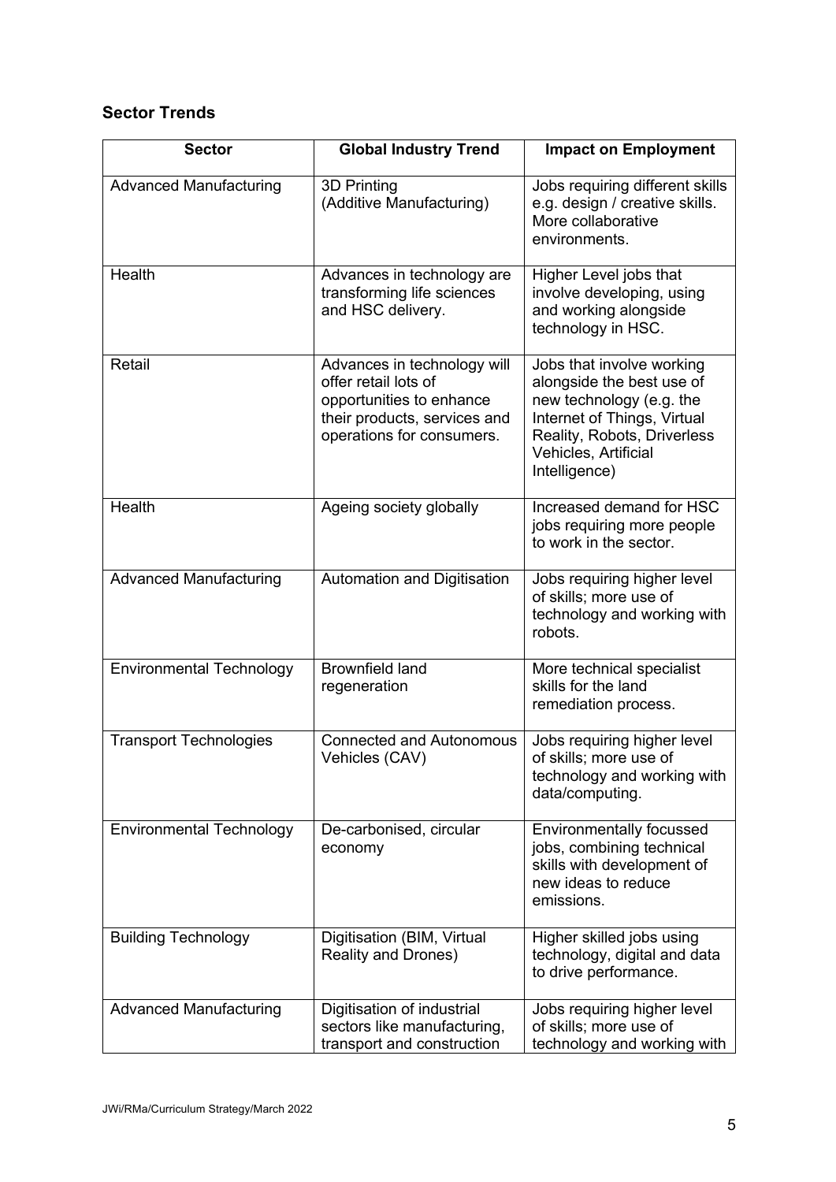## Sector Trends

| Sector | Global Industry Trend | Impact on Employment |
|---|---|---|
| Advanced Manufacturing | 3D Printing (Additive Manufacturing) | Jobs requiring different skills e.g. design / creative skills. More collaborative environments. |
| Health | Advances in technology are transforming life sciences and HSC delivery. | Higher Level jobs that involve developing, using and working alongside technology in HSC. |
| Retail | Advances in technology will offer retail lots of opportunities to enhance their products, services and operations for consumers. | Jobs that involve working alongside the best use of new technology (e.g. the Internet of Things, Virtual Reality, Robots, Driverless Vehicles, Artificial Intelligence) |
| Health | Ageing society globally | Increased demand for HSC jobs requiring more people to work in the sector. |
| Advanced Manufacturing | Automation and Digitisation | Jobs requiring higher level of skills; more use of technology and working with robots. |
| Environmental Technology | Brownfield land regeneration | More technical specialist skills for the land remediation process. |
| Transport Technologies | Connected and Autonomous Vehicles (CAV) | Jobs requiring higher level of skills; more use of technology and working with data/computing. |
| Environmental Technology | De-carbonised, circular economy | Environmentally focussed jobs, combining technical skills with development of new ideas to reduce emissions. |
| Building Technology | Digitisation (BIM, Virtual Reality and Drones) | Higher skilled jobs using technology, digital and data to drive performance. |
| Advanced Manufacturing | Digitisation of industrial sectors like manufacturing, transport and construction | Jobs requiring higher level of skills; more use of technology and working with |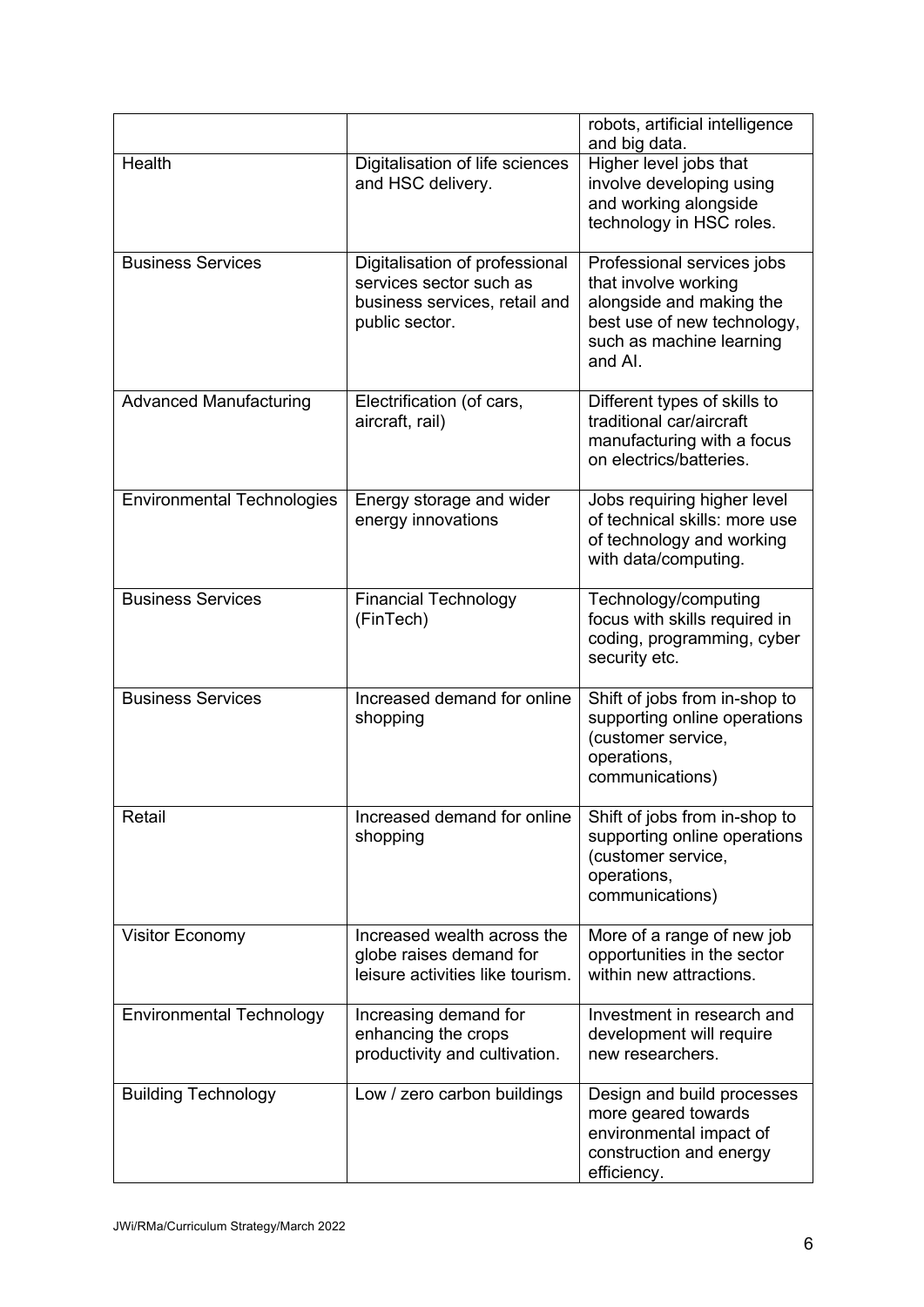| | | robots, artificial intelligence and big data. |
|---|---|---|
| Health | Digitalisation of life sciences and HSC delivery. | Higher level jobs that involve developing using and working alongside technology in HSC roles. |
| Business Services | Digitalisation of professional services sector such as business services, retail and public sector. | Professional services jobs that involve working alongside and making the best use of new technology, such as machine learning and AI. |
| Advanced Manufacturing | Electrification (of cars, aircraft, rail) | Different types of skills to traditional car/aircraft manufacturing with a focus on electrics/batteries. |
| Environmental Technologies | Energy storage and wider energy innovations | Jobs requiring higher level of technical skills: more use of technology and working with data/computing. |
| Business Services | Financial Technology (FinTech) | Technology/computing focus with skills required in coding, programming, cyber security etc. |
| Business Services | Increased demand for online shopping | Shift of jobs from in-shop to supporting online operations (customer service, operations, communications) |
| Retail | Increased demand for online shopping | Shift of jobs from in-shop to supporting online operations (customer service, operations, communications) |
| Visitor Economy | Increased wealth across the globe raises demand for leisure activities like tourism. | More of a range of new job opportunities in the sector within new attractions. |
| Environmental Technology | Increasing demand for enhancing the crops productivity and cultivation. | Investment in research and development will require new researchers. |
| Building Technology | Low / zero carbon buildings | Design and build processes more geared towards environmental impact of construction and energy efficiency. |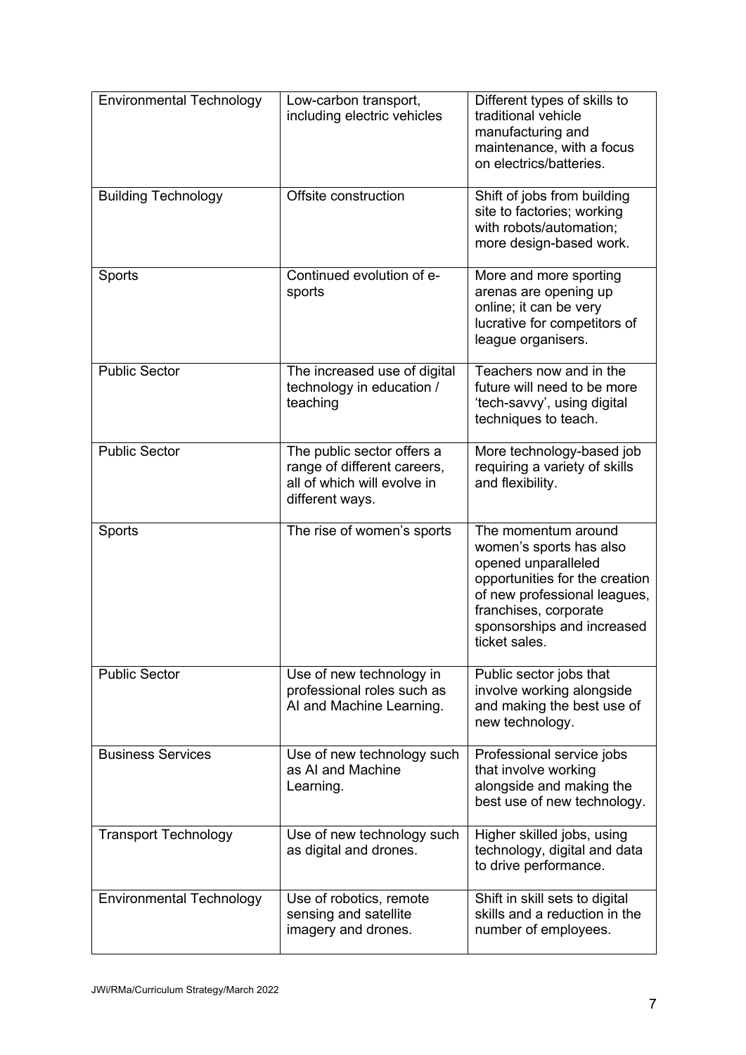| | | |
|---|---|---|
| Environmental Technology | Low-carbon transport, including electric vehicles | Different types of skills to traditional vehicle manufacturing and maintenance, with a focus on electrics/batteries. |
| Building Technology | Offsite construction | Shift of jobs from building site to factories; working with robots/automation; more design-based work. |
| Sports | Continued evolution of e-sports | More and more sporting arenas are opening up online; it can be very lucrative for competitors of league organisers. |
| Public Sector | The increased use of digital technology in education / teaching | Teachers now and in the future will need to be more 'tech-savvy', using digital techniques to teach. |
| Public Sector | The public sector offers a range of different careers, all of which will evolve in different ways. | More technology-based job requiring a variety of skills and flexibility. |
| Sports | The rise of women's sports | The momentum around women's sports has also opened unparalleled opportunities for the creation of new professional leagues, franchises, corporate sponsorships and increased ticket sales. |
| Public Sector | Use of new technology in professional roles such as AI and Machine Learning. | Public sector jobs that involve working alongside and making the best use of new technology. |
| Business Services | Use of new technology such as AI and Machine Learning. | Professional service jobs that involve working alongside and making the best use of new technology. |
| Transport Technology | Use of new technology such as digital and drones. | Higher skilled jobs, using technology, digital and data to drive performance. |
| Environmental Technology | Use of robotics, remote sensing and satellite imagery and drones. | Shift in skill sets to digital skills and a reduction in the number of employees. |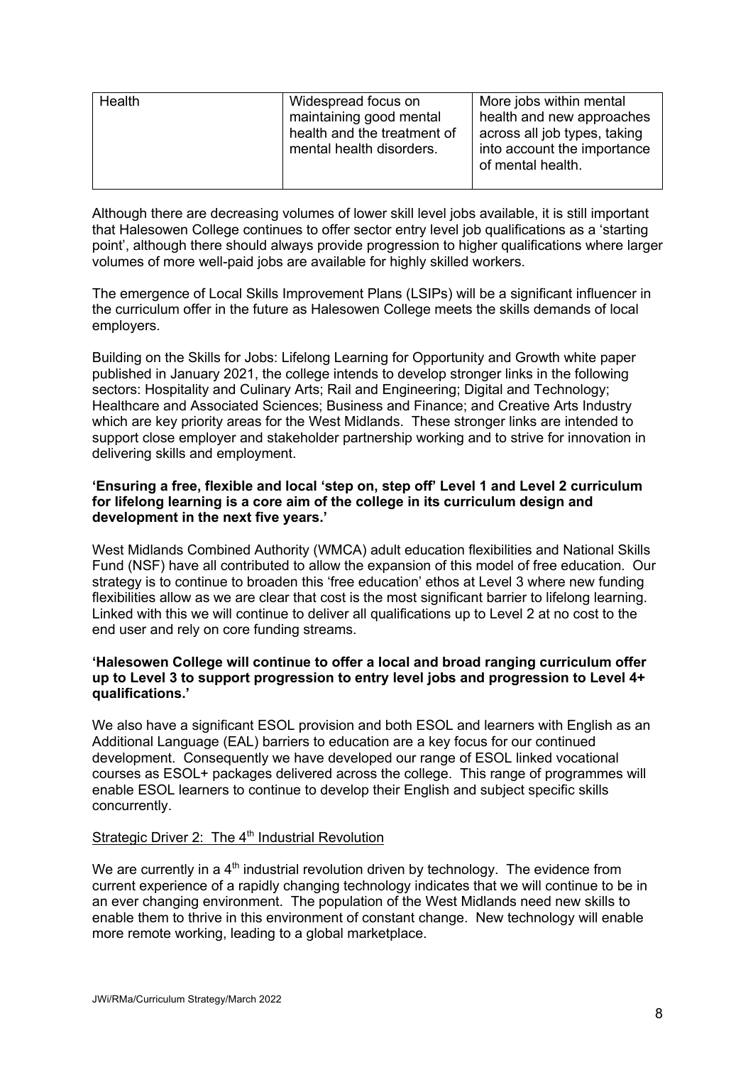| Health | Widespread focus on maintaining good mental health and the treatment of mental health disorders. | More jobs within mental health and new approaches across all job types, taking into account the importance of mental health. |
|---|---|---|

Although there are decreasing volumes of lower skill level jobs available, it is still important that Halesowen College continues to offer sector entry level job qualifications as a 'starting point', although there should always provide progression to higher qualifications where larger volumes of more well-paid jobs are available for highly skilled workers.

The emergence of Local Skills Improvement Plans (LSIPs) will be a significant influencer in the curriculum offer in the future as Halesowen College meets the skills demands of local employers.

Building on the Skills for Jobs: Lifelong Learning for Opportunity and Growth white paper published in January 2021, the college intends to develop stronger links in the following sectors: Hospitality and Culinary Arts; Rail and Engineering; Digital and Technology; Healthcare and Associated Sciences; Business and Finance; and Creative Arts Industry which are key priority areas for the West Midlands. These stronger links are intended to support close employer and stakeholder partnership working and to strive for innovation in delivering skills and employment.

**'Ensuring a free, flexible and local 'step on, step off' Level 1 and Level 2 curriculum for lifelong learning is a core aim of the college in its curriculum design and development in the next five years.'**

West Midlands Combined Authority (WMCA) adult education flexibilities and National Skills Fund (NSF) have all contributed to allow the expansion of this model of free education. Our strategy is to continue to broaden this 'free education' ethos at Level 3 where new funding flexibilities allow as we are clear that cost is the most significant barrier to lifelong learning. Linked with this we will continue to deliver all qualifications up to Level 2 at no cost to the end user and rely on core funding streams.

**'Halesowen College will continue to offer a local and broad ranging curriculum offer up to Level 3 to support progression to entry level jobs and progression to Level 4+ qualifications.'**

We also have a significant ESOL provision and both ESOL and learners with English as an Additional Language (EAL) barriers to education are a key focus for our continued development. Consequently we have developed our range of ESOL linked vocational courses as ESOL+ packages delivered across the college. This range of programmes will enable ESOL learners to continue to develop their English and subject specific skills concurrently.

<u>Strategic Driver 2: The 4th Industrial Revolution</u>

We are currently in a 4th industrial revolution driven by technology. The evidence from current experience of a rapidly changing technology indicates that we will continue to be in an ever changing environment. The population of the West Midlands need new skills to enable them to thrive in this environment of constant change. New technology will enable more remote working, leading to a global marketplace.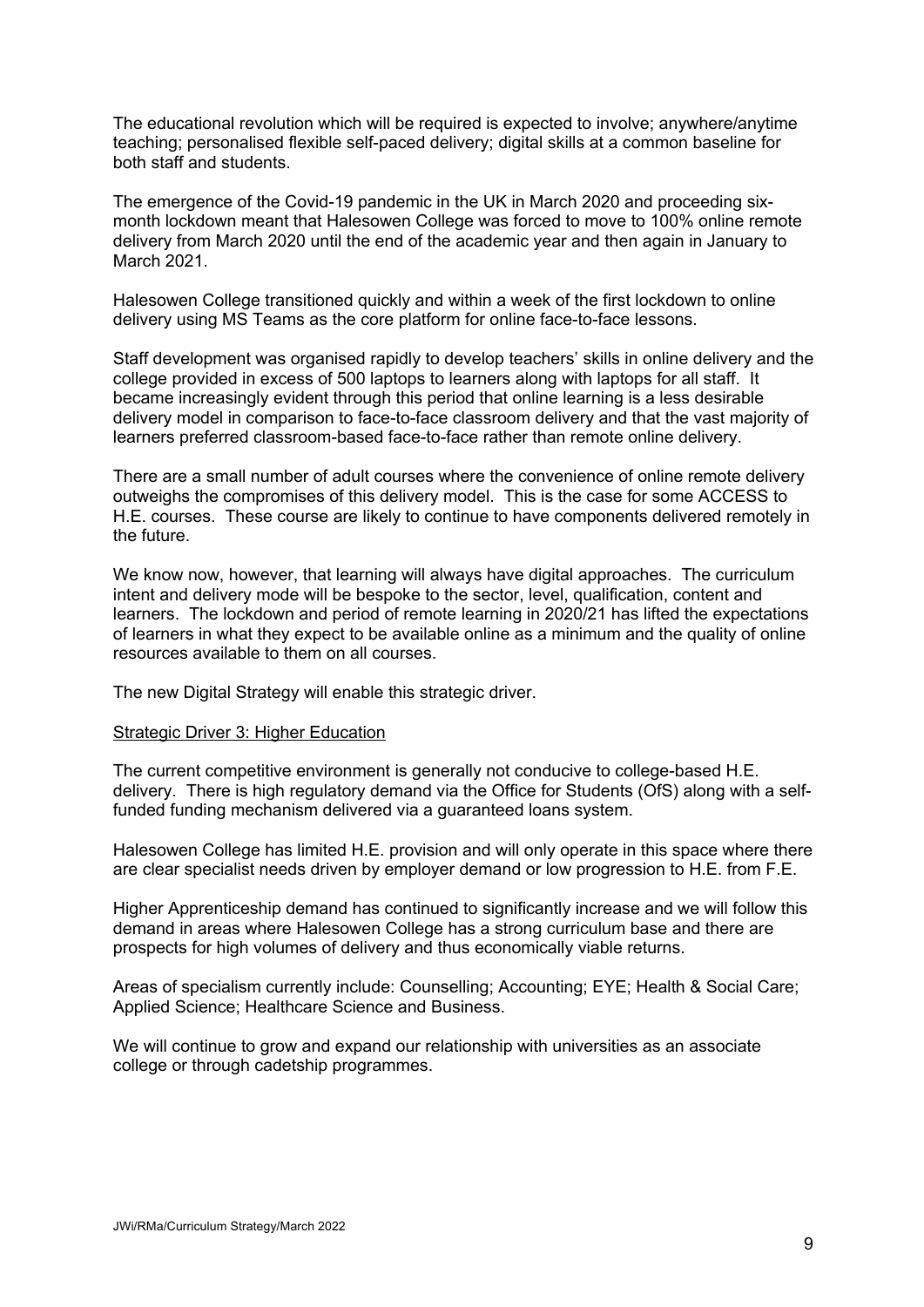The educational revolution which will be required is expected to involve; anywhere/anytime teaching; personalised flexible self-paced delivery; digital skills at a common baseline for both staff and students.

The emergence of the Covid-19 pandemic in the UK in March 2020 and proceeding six-month lockdown meant that Halesowen College was forced to move to 100% online remote delivery from March 2020 until the end of the academic year and then again in January to March 2021.

Halesowen College transitioned quickly and within a week of the first lockdown to online delivery using MS Teams as the core platform for online face-to-face lessons.

Staff development was organised rapidly to develop teachers' skills in online delivery and the college provided in excess of 500 laptops to learners along with laptops for all staff. It became increasingly evident through this period that online learning is a less desirable delivery model in comparison to face-to-face classroom delivery and that the vast majority of learners preferred classroom-based face-to-face rather than remote online delivery.

There are a small number of adult courses where the convenience of online remote delivery outweighs the compromises of this delivery model. This is the case for some ACCESS to H.E. courses. These course are likely to continue to have components delivered remotely in the future.

We know now, however, that learning will always have digital approaches. The curriculum intent and delivery mode will be bespoke to the sector, level, qualification, content and learners. The lockdown and period of remote learning in 2020/21 has lifted the expectations of learners in what they expect to be available online as a minimum and the quality of online resources available to them on all courses.

The new Digital Strategy will enable this strategic driver.

## Strategic Driver 3: Higher Education

The current competitive environment is generally not conducive to college-based H.E. delivery. There is high regulatory demand via the Office for Students (OfS) along with a self-funded funding mechanism delivered via a guaranteed loans system.

Halesowen College has limited H.E. provision and will only operate in this space where there are clear specialist needs driven by employer demand or low progression to H.E. from F.E.

Higher Apprenticeship demand has continued to significantly increase and we will follow this demand in areas where Halesowen College has a strong curriculum base and there are prospects for high volumes of delivery and thus economically viable returns.

Areas of specialism currently include: Counselling; Accounting; EYE; Health & Social Care; Applied Science; Healthcare Science and Business.

We will continue to grow and expand our relationship with universities as an associate college or through cadetship programmes.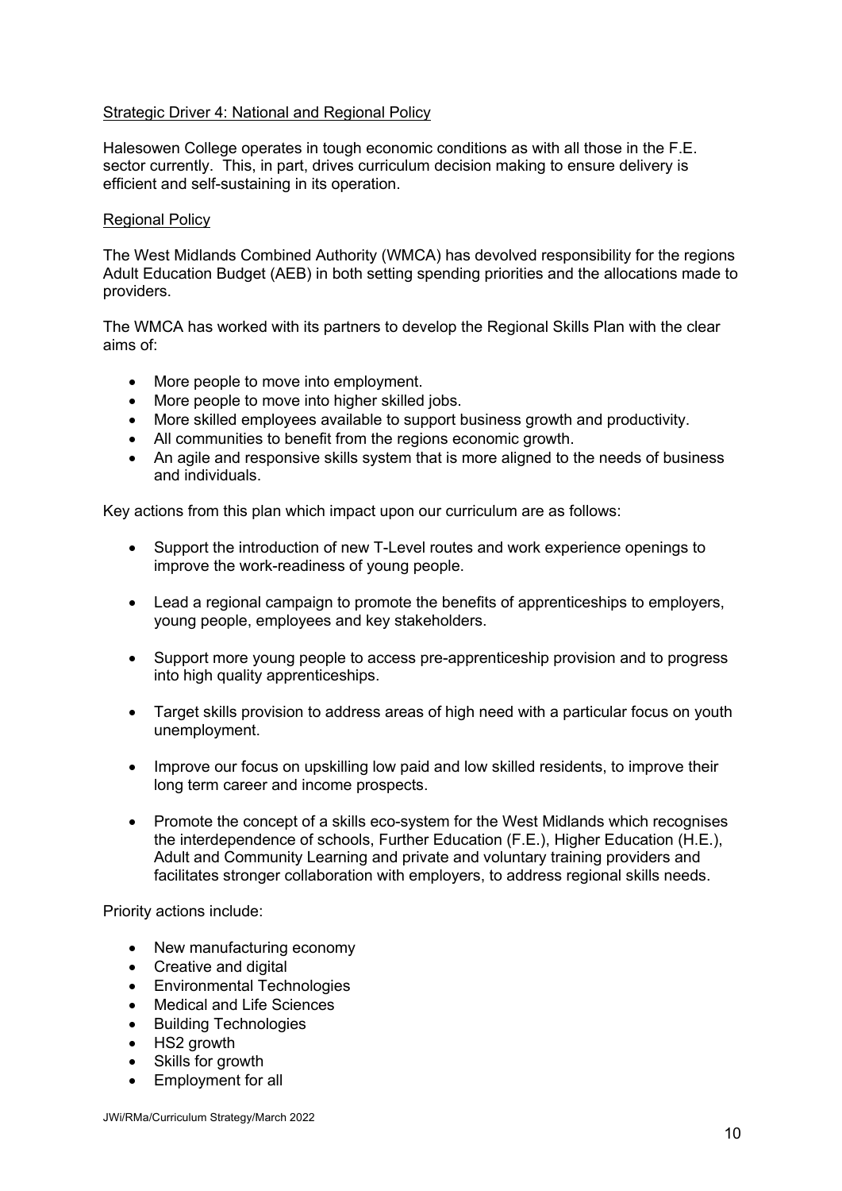## Strategic Driver 4: National and Regional Policy

Halesowen College operates in tough economic conditions as with all those in the F.E. sector currently. This, in part, drives curriculum decision making to ensure delivery is efficient and self-sustaining in its operation.

### Regional Policy

The West Midlands Combined Authority (WMCA) has devolved responsibility for the regions Adult Education Budget (AEB) in both setting spending priorities and the allocations made to providers.

The WMCA has worked with its partners to develop the Regional Skills Plan with the clear aims of:

- More people to move into employment.
- More people to move into higher skilled jobs.
- More skilled employees available to support business growth and productivity.
- All communities to benefit from the regions economic growth.
- An agile and responsive skills system that is more aligned to the needs of business and individuals.

Key actions from this plan which impact upon our curriculum are as follows:

- Support the introduction of new T-Level routes and work experience openings to improve the work-readiness of young people.
- Lead a regional campaign to promote the benefits of apprenticeships to employers, young people, employees and key stakeholders.
- Support more young people to access pre-apprenticeship provision and to progress into high quality apprenticeships.
- Target skills provision to address areas of high need with a particular focus on youth unemployment.
- Improve our focus on upskilling low paid and low skilled residents, to improve their long term career and income prospects.
- Promote the concept of a skills eco-system for the West Midlands which recognises the interdependence of schools, Further Education (F.E.), Higher Education (H.E.), Adult and Community Learning and private and voluntary training providers and facilitates stronger collaboration with employers, to address regional skills needs.

Priority actions include:

- New manufacturing economy
- Creative and digital
- Environmental Technologies
- Medical and Life Sciences
- Building Technologies
- HS2 growth
- Skills for growth
- Employment for all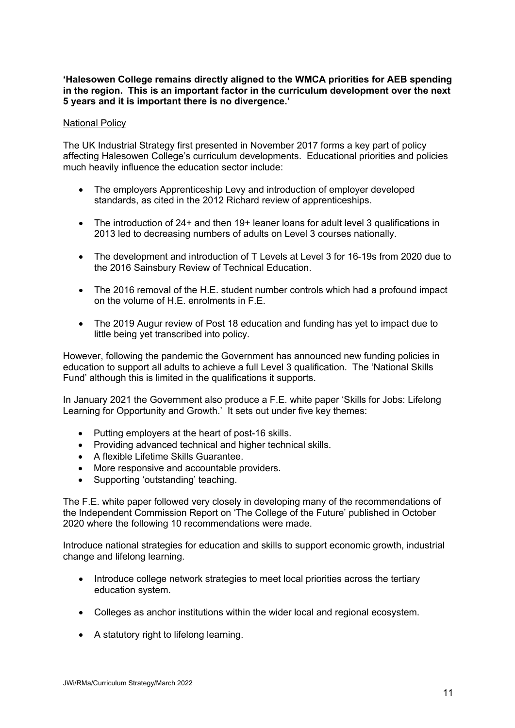**'Halesowen College remains directly aligned to the WMCA priorities for AEB spending in the region. This is an important factor in the curriculum development over the next 5 years and it is important there is no divergence.'**

<u>National Policy</u>

The UK Industrial Strategy first presented in November 2017 forms a key part of policy affecting Halesowen College's curriculum developments. Educational priorities and policies much heavily influence the education sector include:

- The employers Apprenticeship Levy and introduction of employer developed standards, as cited in the 2012 Richard review of apprenticeships.
- The introduction of 24+ and then 19+ leaner loans for adult level 3 qualifications in 2013 led to decreasing numbers of adults on Level 3 courses nationally.
- The development and introduction of T Levels at Level 3 for 16-19s from 2020 due to the 2016 Sainsbury Review of Technical Education.
- The 2016 removal of the H.E. student number controls which had a profound impact on the volume of H.E. enrolments in F.E.
- The 2019 Augur review of Post 18 education and funding has yet to impact due to little being yet transcribed into policy.

However, following the pandemic the Government has announced new funding policies in education to support all adults to achieve a full Level 3 qualification. The 'National Skills Fund' although this is limited in the qualifications it supports.

In January 2021 the Government also produce a F.E. white paper 'Skills for Jobs: Lifelong Learning for Opportunity and Growth.' It sets out under five key themes:

- Putting employers at the heart of post-16 skills.
- Providing advanced technical and higher technical skills.
- A flexible Lifetime Skills Guarantee.
- More responsive and accountable providers.
- Supporting 'outstanding' teaching.

The F.E. white paper followed very closely in developing many of the recommendations of the Independent Commission Report on 'The College of the Future' published in October 2020 where the following 10 recommendations were made.

Introduce national strategies for education and skills to support economic growth, industrial change and lifelong learning.

- Introduce college network strategies to meet local priorities across the tertiary education system.
- Colleges as anchor institutions within the wider local and regional ecosystem.
- A statutory right to lifelong learning.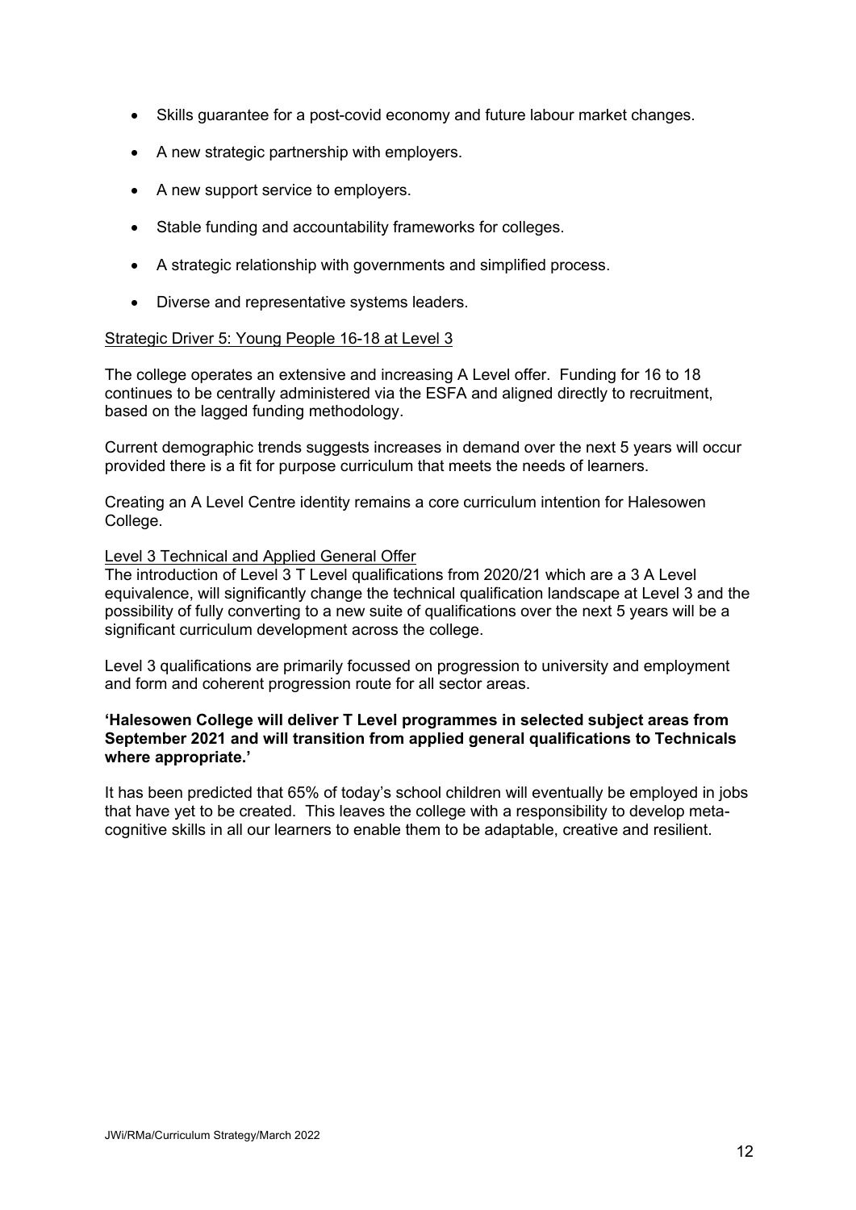- Skills guarantee for a post-covid economy and future labour market changes.
- A new strategic partnership with employers.
- A new support service to employers.
- Stable funding and accountability frameworks for colleges.
- A strategic relationship with governments and simplified process.
- Diverse and representative systems leaders.

<u>Strategic Driver 5: Young People 16-18 at Level 3</u>

The college operates an extensive and increasing A Level offer. Funding for 16 to 18 continues to be centrally administered via the ESFA and aligned directly to recruitment, based on the lagged funding methodology.

Current demographic trends suggests increases in demand over the next 5 years will occur provided there is a fit for purpose curriculum that meets the needs of learners.

Creating an A Level Centre identity remains a core curriculum intention for Halesowen College.

<u>Level 3 Technical and Applied General Offer</u>

The introduction of Level 3 T Level qualifications from 2020/21 which are a 3 A Level equivalence, will significantly change the technical qualification landscape at Level 3 and the possibility of fully converting to a new suite of qualifications over the next 5 years will be a significant curriculum development across the college.

Level 3 qualifications are primarily focussed on progression to university and employment and form and coherent progression route for all sector areas.

**'Halesowen College will deliver T Level programmes in selected subject areas from September 2021 and will transition from applied general qualifications to Technicals where appropriate.'**

It has been predicted that 65% of today's school children will eventually be employed in jobs that have yet to be created. This leaves the college with a responsibility to develop meta-cognitive skills in all our learners to enable them to be adaptable, creative and resilient.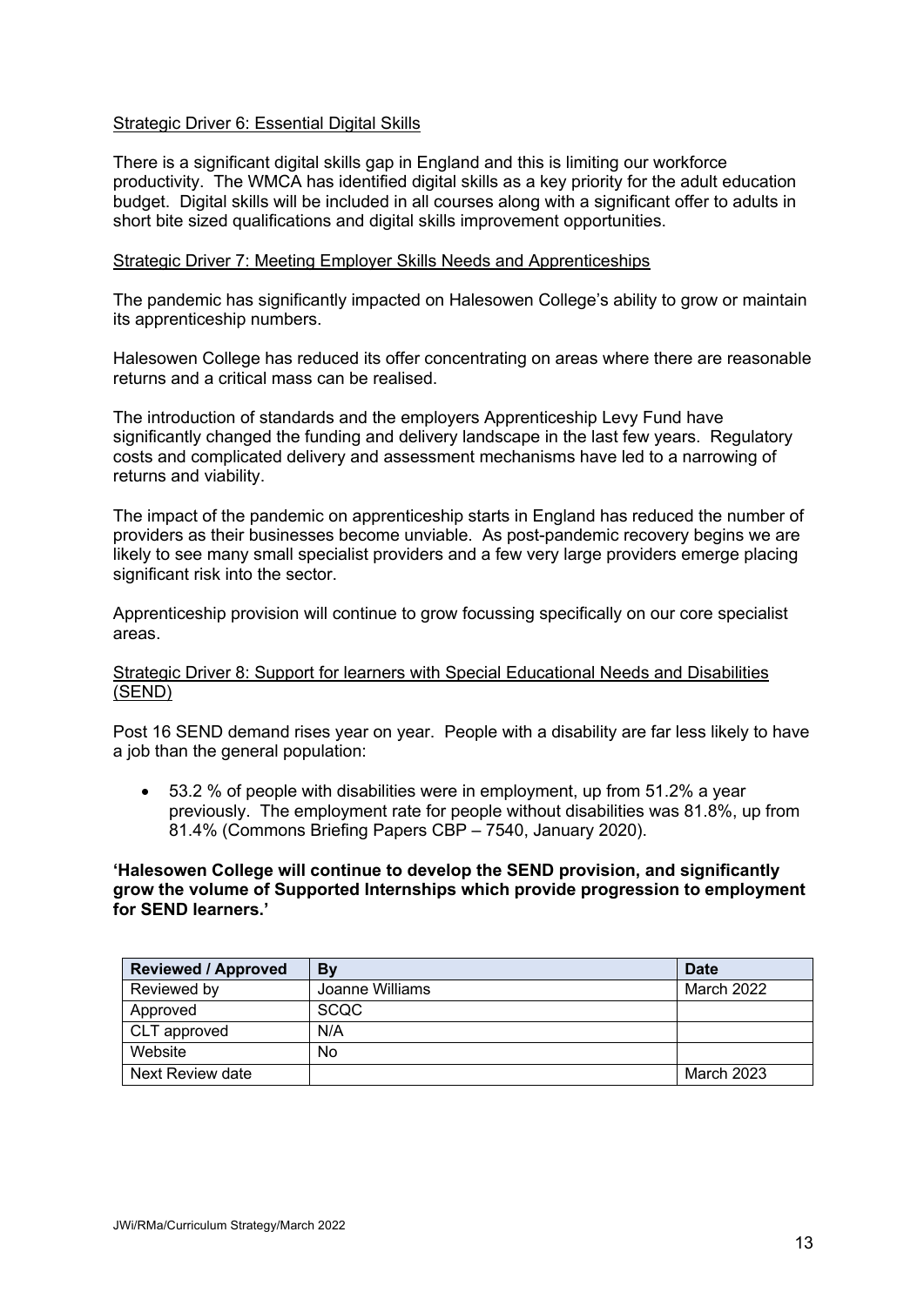Strategic Driver 6: Essential Digital Skills

There is a significant digital skills gap in England and this is limiting our workforce productivity. The WMCA has identified digital skills as a key priority for the adult education budget. Digital skills will be included in all courses along with a significant offer to adults in short bite sized qualifications and digital skills improvement opportunities.

Strategic Driver 7: Meeting Employer Skills Needs and Apprenticeships

The pandemic has significantly impacted on Halesowen College's ability to grow or maintain its apprenticeship numbers.

Halesowen College has reduced its offer concentrating on areas where there are reasonable returns and a critical mass can be realised.

The introduction of standards and the employers Apprenticeship Levy Fund have significantly changed the funding and delivery landscape in the last few years. Regulatory costs and complicated delivery and assessment mechanisms have led to a narrowing of returns and viability.

The impact of the pandemic on apprenticeship starts in England has reduced the number of providers as their businesses become unviable. As post-pandemic recovery begins we are likely to see many small specialist providers and a few very large providers emerge placing significant risk into the sector.

Apprenticeship provision will continue to grow focussing specifically on our core specialist areas.

Strategic Driver 8: Support for learners with Special Educational Needs and Disabilities (SEND)

Post 16 SEND demand rises year on year. People with a disability are far less likely to have a job than the general population:

- 53.2 % of people with disabilities were in employment, up from 51.2% a year previously. The employment rate for people without disabilities was 81.8%, up from 81.4% (Commons Briefing Papers CBP – 7540, January 2020).

**'Halesowen College will continue to develop the SEND provision, and significantly grow the volume of Supported Internships which provide progression to employment for SEND learners.'**

| Reviewed / Approved | By | Date |
|---|---|---|
| Reviewed by | Joanne Williams | March 2022 |
| Approved | SCQC | |
| CLT approved | N/A | |
| Website | No | |
| Next Review date | | March 2023 |

JWi/RMa/Curriculum Strategy/March 2022